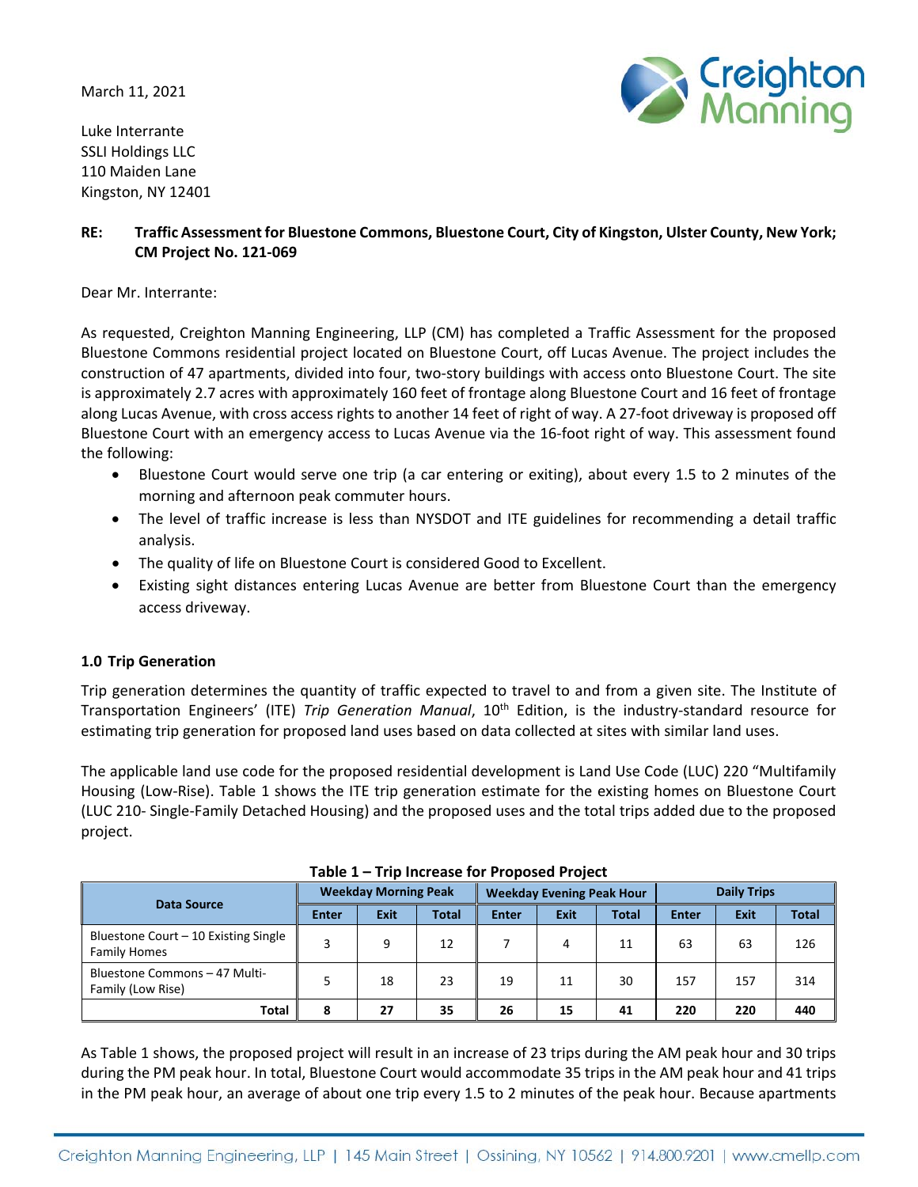March 11, 2021

Luke Interrante
SSLI Holdings LLC
110 Maiden Lane
Kingston, NY 12401

**RE: Traffic Assessment for Bluestone Commons, Bluestone Court, City of Kingston, Ulster County, New York; CM Project No. 121-069**

Dear Mr. Interrante:

As requested, Creighton Manning Engineering, LLP (CM) has completed a Traffic Assessment for the proposed Bluestone Commons residential project located on Bluestone Court, off Lucas Avenue. The project includes the construction of 47 apartments, divided into four, two-story buildings with access onto Bluestone Court. The site is approximately 2.7 acres with approximately 160 feet of frontage along Bluestone Court and 16 feet of frontage along Lucas Avenue, with cross access rights to another 14 feet of right of way. A 27-foot driveway is proposed off Bluestone Court with an emergency access to Lucas Avenue via the 16-foot right of way. This assessment found the following:

- Bluestone Court would serve one trip (a car entering or exiting), about every 1.5 to 2 minutes of the morning and afternoon peak commuter hours.
- The level of traffic increase is less than NYSDOT and ITE guidelines for recommending a detail traffic analysis.
- The quality of life on Bluestone Court is considered Good to Excellent.
- Existing sight distances entering Lucas Avenue are better from Bluestone Court than the emergency access driveway.

## 1.0 Trip Generation

Trip generation determines the quantity of traffic expected to travel to and from a given site. The Institute of Transportation Engineers' (ITE) *Trip Generation Manual*, 10th Edition, is the industry-standard resource for estimating trip generation for proposed land uses based on data collected at sites with similar land uses.

The applicable land use code for the proposed residential development is Land Use Code (LUC) 220 "Multifamily Housing (Low-Rise). Table 1 shows the ITE trip generation estimate for the existing homes on Bluestone Court (LUC 210- Single-Family Detached Housing) and the proposed uses and the total trips added due to the proposed project.

**Table 1 – Trip Increase for Proposed Project**

| Data Source | Weekday Morning Peak | | | Weekday Evening Peak Hour | | | Daily Trips | | |
|---|---|---|---|---|---|---|---|---|---|
| | Enter | Exit | Total | Enter | Exit | Total | Enter | Exit | Total |
| Bluestone Court – 10 Existing Single Family Homes | 3 | 9 | 12 | 7 | 4 | 11 | 63 | 63 | 126 |
| Bluestone Commons – 47 Multi-Family (Low Rise) | 5 | 18 | 23 | 19 | 11 | 30 | 157 | 157 | 314 |
| **Total** | **8** | **27** | **35** | **26** | **15** | **41** | **220** | **220** | **440** |

As Table 1 shows, the proposed project will result in an increase of 23 trips during the AM peak hour and 30 trips during the PM peak hour. In total, Bluestone Court would accommodate 35 trips in the AM peak hour and 41 trips in the PM peak hour, an average of about one trip every 1.5 to 2 minutes of the peak hour. Because apartments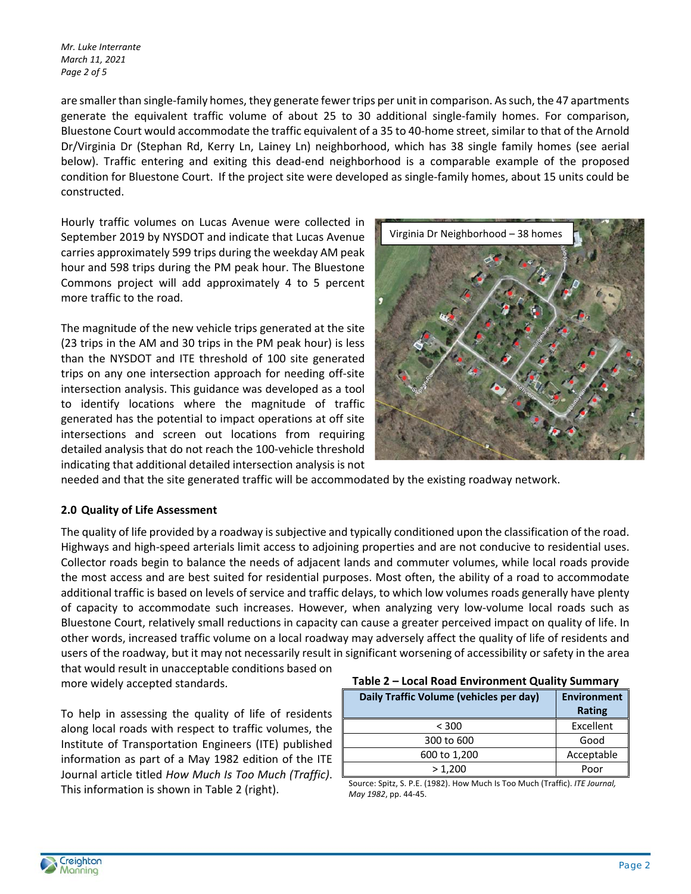are smaller than single-family homes, they generate fewer trips per unit in comparison. As such, the 47 apartments generate the equivalent traffic volume of about 25 to 30 additional single-family homes. For comparison, Bluestone Court would accommodate the traffic equivalent of a 35 to 40-home street, similar to that of the Arnold Dr/Virginia Dr (Stephan Rd, Kerry Ln, Lainey Ln) neighborhood, which has 38 single family homes (see aerial below). Traffic entering and exiting this dead-end neighborhood is a comparable example of the proposed condition for Bluestone Court. If the project site were developed as single-family homes, about 15 units could be constructed.

Hourly traffic volumes on Lucas Avenue were collected in September 2019 by NYSDOT and indicate that Lucas Avenue carries approximately 599 trips during the weekday AM peak hour and 598 trips during the PM peak hour. The Bluestone Commons project will add approximately 4 to 5 percent more traffic to the road.

Virginia Dr Neighborhood – 38 homes

The magnitude of the new vehicle trips generated at the site (23 trips in the AM and 30 trips in the PM peak hour) is less than the NYSDOT and ITE threshold of 100 site generated trips on any one intersection approach for needing off-site intersection analysis. This guidance was developed as a tool to identify locations where the magnitude of traffic generated has the potential to impact operations at off site intersections and screen out locations from requiring detailed analysis that do not reach the 100-vehicle threshold indicating that additional detailed intersection analysis is not needed and that the site generated traffic will be accommodated by the existing roadway network.

## 2.0 Quality of Life Assessment

The quality of life provided by a roadway is subjective and typically conditioned upon the classification of the road. Highways and high-speed arterials limit access to adjoining properties and are not conducive to residential uses. Collector roads begin to balance the needs of adjacent lands and commuter volumes, while local roads provide the most access and are best suited for residential purposes. Most often, the ability of a road to accommodate additional traffic is based on levels of service and traffic delays, to which low volumes roads generally have plenty of capacity to accommodate such increases. However, when analyzing very low-volume local roads such as Bluestone Court, relatively small reductions in capacity can cause a greater perceived impact on quality of life. In other words, increased traffic volume on a local roadway may adversely affect the quality of life of residents and users of the roadway, but it may not necessarily result in significant worsening of accessibility or safety in the area that would result in unacceptable conditions based on more widely accepted standards.

To help in assessing the quality of life of residents along local roads with respect to traffic volumes, the Institute of Transportation Engineers (ITE) published information as part of a May 1982 edition of the ITE Journal article titled *How Much Is Too Much (Traffic)*. This information is shown in Table 2 (right).

**Table 2 – Local Road Environment Quality Summary**

| Daily Traffic Volume (vehicles per day) | Environment Rating |
|---|---|
| < 300 | Excellent |
| 300 to 600 | Good |
| 600 to 1,200 | Acceptable |
| > 1,200 | Poor |

Source: Spitz, S. P.E. (1982). How Much Is Too Much (Traffic). *ITE Journal, May 1982*, pp. 44-45.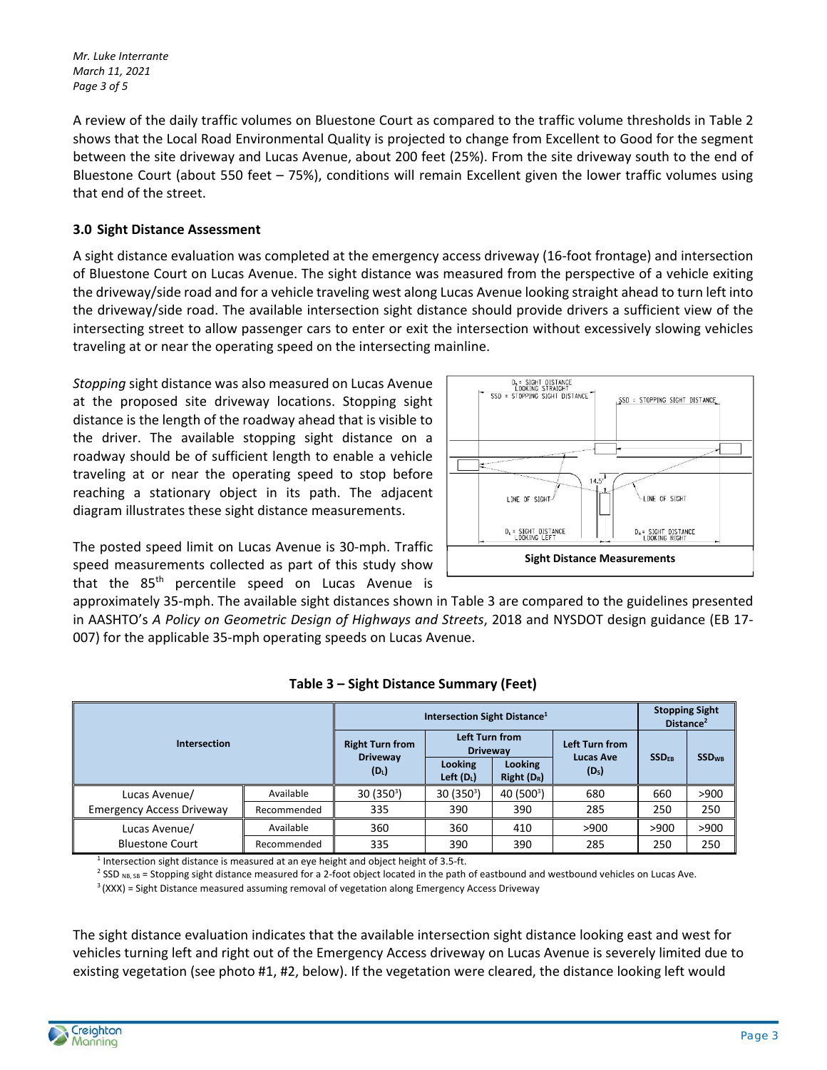A review of the daily traffic volumes on Bluestone Court as compared to the traffic volume thresholds in Table 2 shows that the Local Road Environmental Quality is projected to change from Excellent to Good for the segment between the site driveway and Lucas Avenue, about 200 feet (25%). From the site driveway south to the end of Bluestone Court (about 550 feet – 75%), conditions will remain Excellent given the lower traffic volumes using that end of the street.

### 3.0 Sight Distance Assessment

A sight distance evaluation was completed at the emergency access driveway (16-foot frontage) and intersection of Bluestone Court on Lucas Avenue. The sight distance was measured from the perspective of a vehicle exiting the driveway/side road and for a vehicle traveling west along Lucas Avenue looking straight ahead to turn left into the driveway/side road. The available intersection sight distance should provide drivers a sufficient view of the intersecting street to allow passenger cars to enter or exit the intersection without excessively slowing vehicles traveling at or near the operating speed on the intersecting mainline.

*Stopping* sight distance was also measured on Lucas Avenue at the proposed site driveway locations. Stopping sight distance is the length of the roadway ahead that is visible to the driver. The available stopping sight distance on a roadway should be of sufficient length to enable a vehicle traveling at or near the operating speed to stop before reaching a stationary object in its path. The adjacent diagram illustrates these sight distance measurements.

**Sight Distance Measurements**

The posted speed limit on Lucas Avenue is 30-mph. Traffic speed measurements collected as part of this study show that the 85th percentile speed on Lucas Avenue is approximately 35-mph. The available sight distances shown in Table 3 are compared to the guidelines presented in AASHTO's *A Policy on Geometric Design of Highways and Streets*, 2018 and NYSDOT design guidance (EB 17-007) for the applicable 35-mph operating speeds on Lucas Avenue.

**Table 3 – Sight Distance Summary (Feet)**

| Intersection | | Intersection Sight Distance[1] | | | | Stopping Sight Distance[2] | |
|---|---|---|---|---|---|---|---|
| | | Right Turn from Driveway ($D_L$) | Left Turn from Driveway | | Left Turn from Lucas Ave ($D_S$) | $SSD_{EB}$ | $SSD_{WB}$ |
| | | | Looking Left ($D_L$) | Looking Right ($D_R$) | | | |
| Lucas Avenue/ Emergency Access Driveway | Available | 30 (350[3]) | 30 (350[3]) | 40 (500[3]) | 680 | 660 | >900 |
| | Recommended | 335 | 390 | 390 | 285 | 250 | 250 |
| Lucas Avenue/ Bluestone Court | Available | 360 | 360 | 410 | >900 | >900 | >900 |
| | Recommended | 335 | 390 | 390 | 285 | 250 | 250 |

[1] Intersection sight distance is measured at an eye height and object height of 3.5-ft.
[2] SSD $_{NB, SB}$ = Stopping sight distance measured for a 2-foot object located in the path of eastbound and westbound vehicles on Lucas Ave.
[3] (XXX) = Sight Distance measured assuming removal of vegetation along Emergency Access Driveway

The sight distance evaluation indicates that the available intersection sight distance looking east and west for vehicles turning left and right out of the Emergency Access driveway on Lucas Avenue is severely limited due to existing vegetation (see photo #1, #2, below). If the vegetation were cleared, the distance looking left would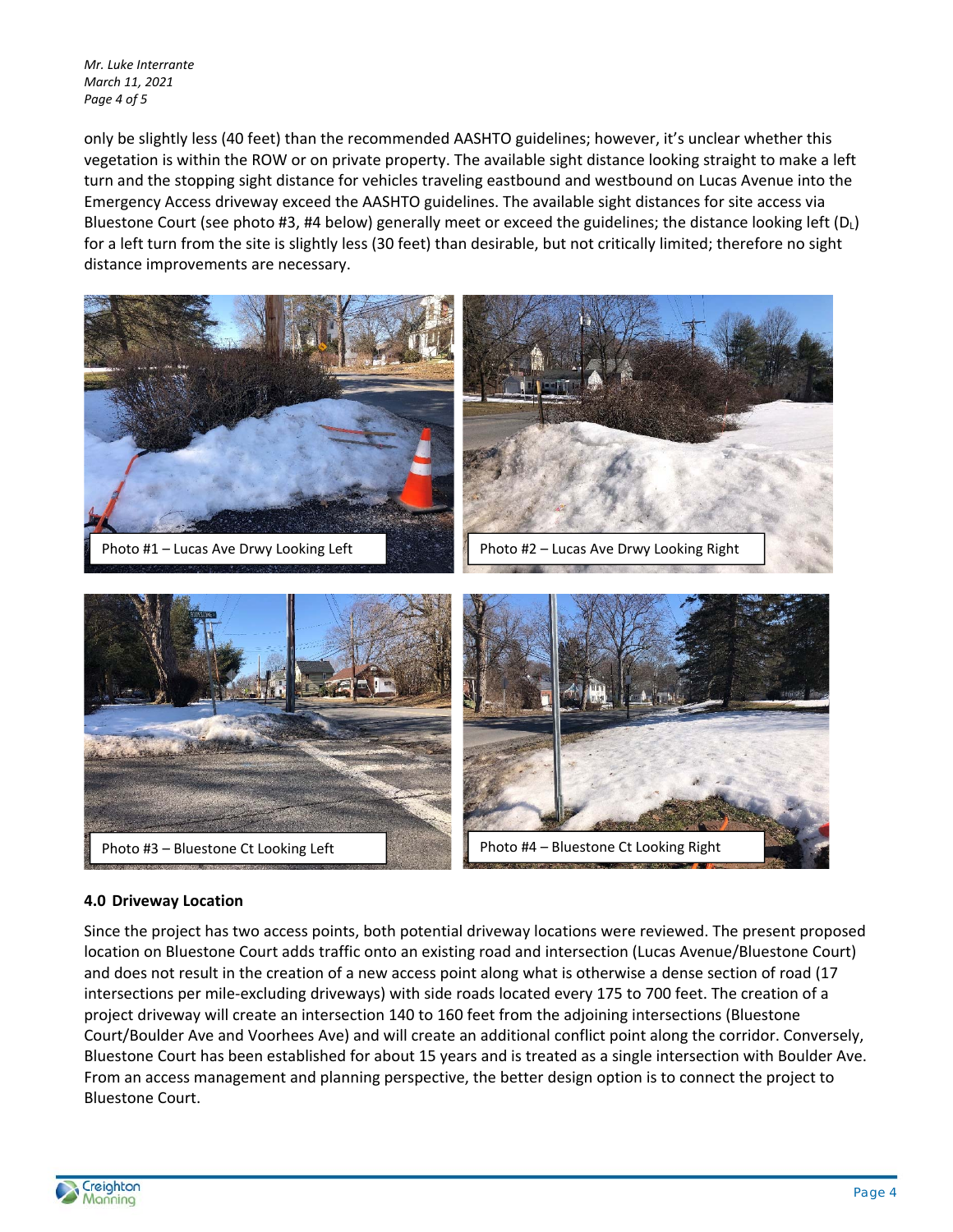only be slightly less (40 feet) than the recommended AASHTO guidelines; however, it's unclear whether this vegetation is within the ROW or on private property. The available sight distance looking straight to make a left turn and the stopping sight distance for vehicles traveling eastbound and westbound on Lucas Avenue into the Emergency Access driveway exceed the AASHTO guidelines. The available sight distances for site access via Bluestone Court (see photo #3, #4 below) generally meet or exceed the guidelines; the distance looking left ($D_L$) for a left turn from the site is slightly less (30 feet) than desirable, but not critically limited; therefore no sight distance improvements are necessary.

Photo #1 – Lucas Ave Drwy Looking Left

Photo #2 – Lucas Ave Drwy Looking Right

Photo #3 – Bluestone Ct Looking Left

Photo #4 – Bluestone Ct Looking Right

## 4.0 Driveway Location

Since the project has two access points, both potential driveway locations were reviewed. The present proposed location on Bluestone Court adds traffic onto an existing road and intersection (Lucas Avenue/Bluestone Court) and does not result in the creation of a new access point along what is otherwise a dense section of road (17 intersections per mile-excluding driveways) with side roads located every 175 to 700 feet. The creation of a project driveway will create an intersection 140 to 160 feet from the adjoining intersections (Bluestone Court/Boulder Ave and Voorhees Ave) and will create an additional conflict point along the corridor. Conversely, Bluestone Court has been established for about 15 years and is treated as a single intersection with Boulder Ave. From an access management and planning perspective, the better design option is to connect the project to Bluestone Court.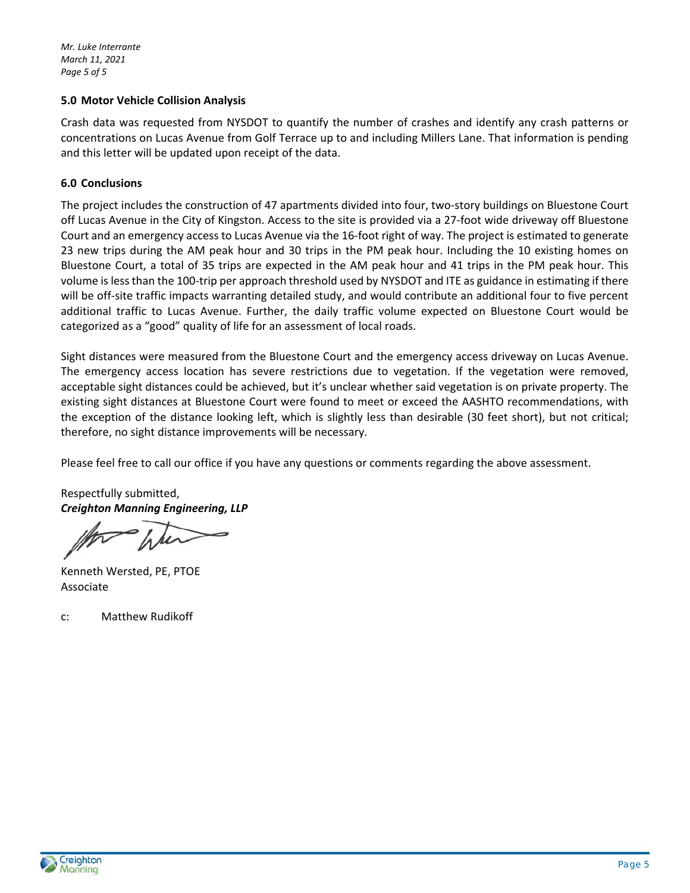## 5.0 Motor Vehicle Collision Analysis

Crash data was requested from NYSDOT to quantify the number of crashes and identify any crash patterns or concentrations on Lucas Avenue from Golf Terrace up to and including Millers Lane. That information is pending and this letter will be updated upon receipt of the data.

## 6.0 Conclusions

The project includes the construction of 47 apartments divided into four, two-story buildings on Bluestone Court off Lucas Avenue in the City of Kingston. Access to the site is provided via a 27-foot wide driveway off Bluestone Court and an emergency access to Lucas Avenue via the 16-foot right of way. The project is estimated to generate 23 new trips during the AM peak hour and 30 trips in the PM peak hour. Including the 10 existing homes on Bluestone Court, a total of 35 trips are expected in the AM peak hour and 41 trips in the PM peak hour. This volume is less than the 100-trip per approach threshold used by NYSDOT and ITE as guidance in estimating if there will be off-site traffic impacts warranting detailed study, and would contribute an additional four to five percent additional traffic to Lucas Avenue. Further, the daily traffic volume expected on Bluestone Court would be categorized as a "good" quality of life for an assessment of local roads.

Sight distances were measured from the Bluestone Court and the emergency access driveway on Lucas Avenue. The emergency access location has severe restrictions due to vegetation. If the vegetation were removed, acceptable sight distances could be achieved, but it's unclear whether said vegetation is on private property. The existing sight distances at Bluestone Court were found to meet or exceed the AASHTO recommendations, with the exception of the distance looking left, which is slightly less than desirable (30 feet short), but not critical; therefore, no sight distance improvements will be necessary.

Please feel free to call our office if you have any questions or comments regarding the above assessment.

Respectfully submitted,
***Creighton Manning Engineering, LLP***

Kenneth Wersted, PE, PTOE
Associate

c: Matthew Rudikoff